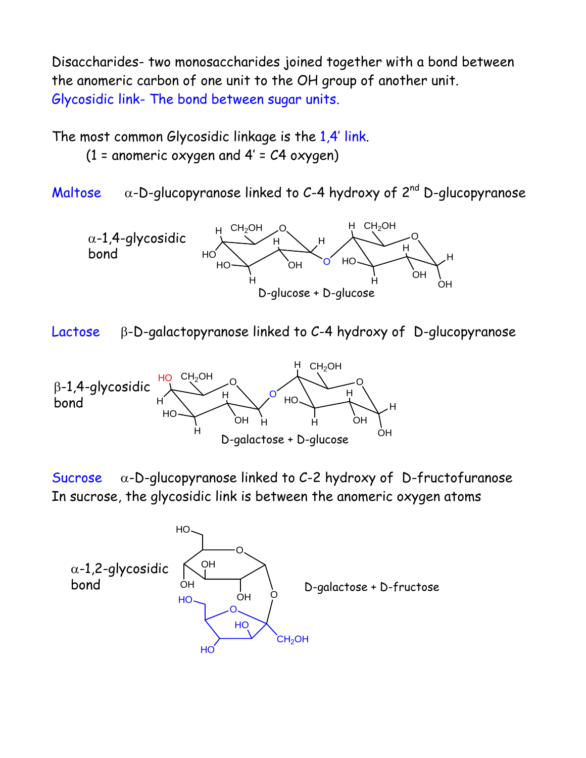Disaccharides- two monosaccharides joined together with a bond between the anomeric carbon of one unit to the OH group of another unit.
Glycosidic link- The bond between sugar units.

The most common Glycosidic linkage is the 1,4' link.
(1 = anomeric oxygen and 4' = C4 oxygen)

Maltose $\alpha$-D-glucopyranose linked to C-4 hydroxy of 2[nd] D-glucopyranose

$\alpha$-1,4-glycosidic bond

D-glucose + D-glucose

Lactose $\beta$-D-galactopyranose linked to C-4 hydroxy of D-glucopyranose

$\beta$-1,4-glycosidic bond

D-galactose + D-glucose

Sucrose $\alpha$-D-glucopyranose linked to C-2 hydroxy of D-fructofuranose
In sucrose, the glycosidic link is between the anomeric oxygen atoms

$\alpha$-1,2-glycosidic bond

D-galactose + D-fructose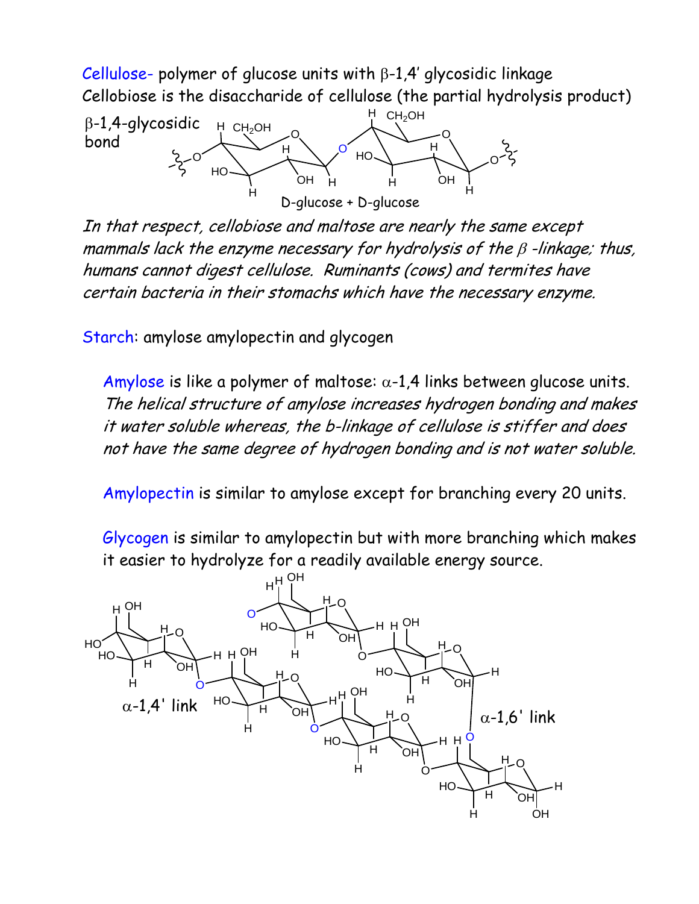Cellulose- polymer of glucose units with β-1,4′ glycosidic linkage
Cellobiose is the disaccharide of cellulose (the partial hydrolysis product)

β-1,4-glycosidic bond

D-glucose + D-glucose

*In that respect, cellobiose and maltose are nearly the same except mammals lack the enzyme necessary for hydrolysis of the β -linkage; thus, humans cannot digest cellulose. Ruminants (cows) and termites have certain bacteria in their stomachs which have the necessary enzyme.*

Starch: amylose amylopectin and glycogen

Amylose is like a polymer of maltose: α-1,4 links between glucose units. *The helical structure of amylose increases hydrogen bonding and makes it water soluble whereas, the b-linkage of cellulose is stiffer and does not have the same degree of hydrogen bonding and is not water soluble.*

Amylopectin is similar to amylose except for branching every 20 units.

Glycogen is similar to amylopectin but with more branching which makes it easier to hydrolyze for a readily available energy source.

α-1,4' link

α-1,6' link